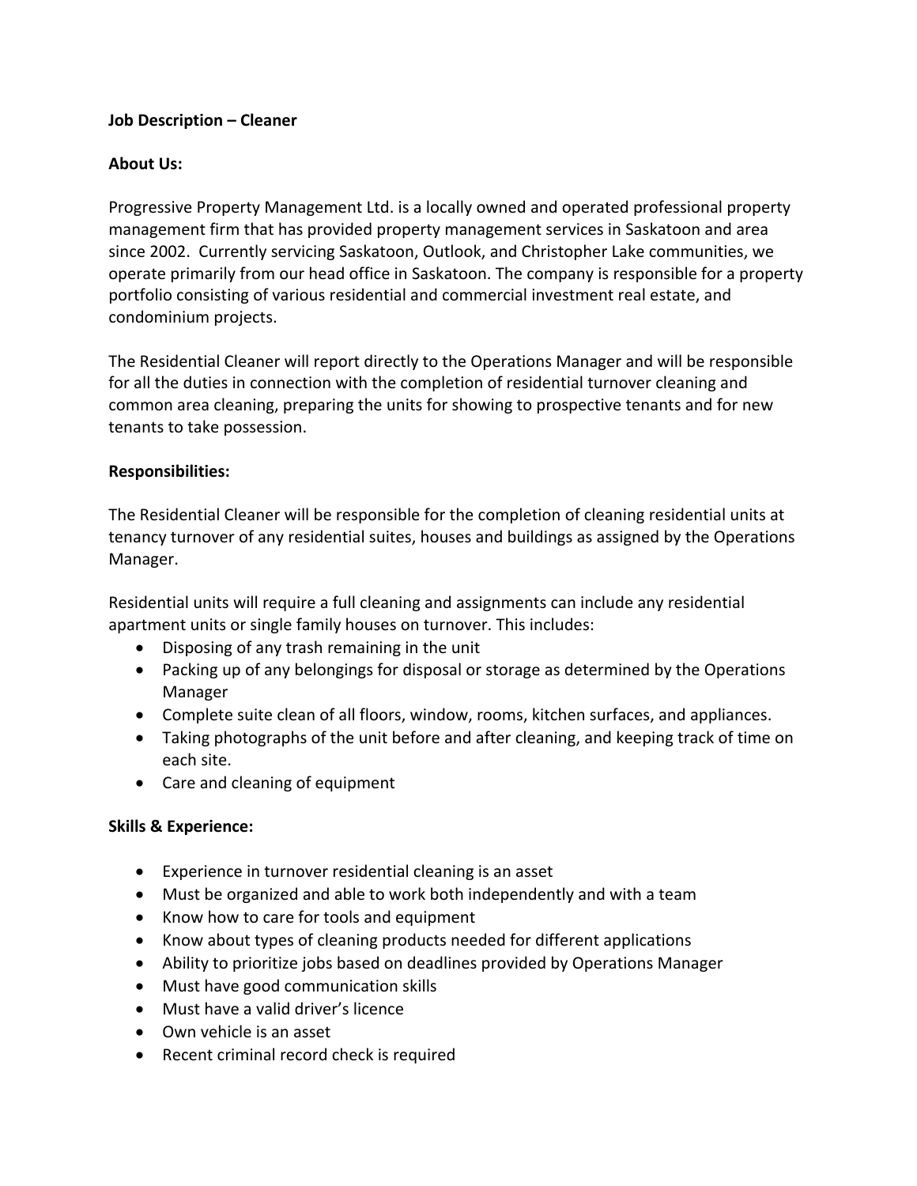**Job Description – Cleaner**

**About Us:**

Progressive Property Management Ltd. is a locally owned and operated professional property management firm that has provided property management services in Saskatoon and area since 2002. Currently servicing Saskatoon, Outlook, and Christopher Lake communities, we operate primarily from our head office in Saskatoon. The company is responsible for a property portfolio consisting of various residential and commercial investment real estate, and condominium projects.

The Residential Cleaner will report directly to the Operations Manager and will be responsible for all the duties in connection with the completion of residential turnover cleaning and common area cleaning, preparing the units for showing to prospective tenants and for new tenants to take possession.

**Responsibilities:**

The Residential Cleaner will be responsible for the completion of cleaning residential units at tenancy turnover of any residential suites, houses and buildings as assigned by the Operations Manager.

Residential units will require a full cleaning and assignments can include any residential apartment units or single family houses on turnover. This includes:

- Disposing of any trash remaining in the unit
- Packing up of any belongings for disposal or storage as determined by the Operations Manager
- Complete suite clean of all floors, window, rooms, kitchen surfaces, and appliances.
- Taking photographs of the unit before and after cleaning, and keeping track of time on each site.
- Care and cleaning of equipment

**Skills & Experience:**

- Experience in turnover residential cleaning is an asset
- Must be organized and able to work both independently and with a team
- Know how to care for tools and equipment
- Know about types of cleaning products needed for different applications
- Ability to prioritize jobs based on deadlines provided by Operations Manager
- Must have good communication skills
- Must have a valid driver's licence
- Own vehicle is an asset
- Recent criminal record check is required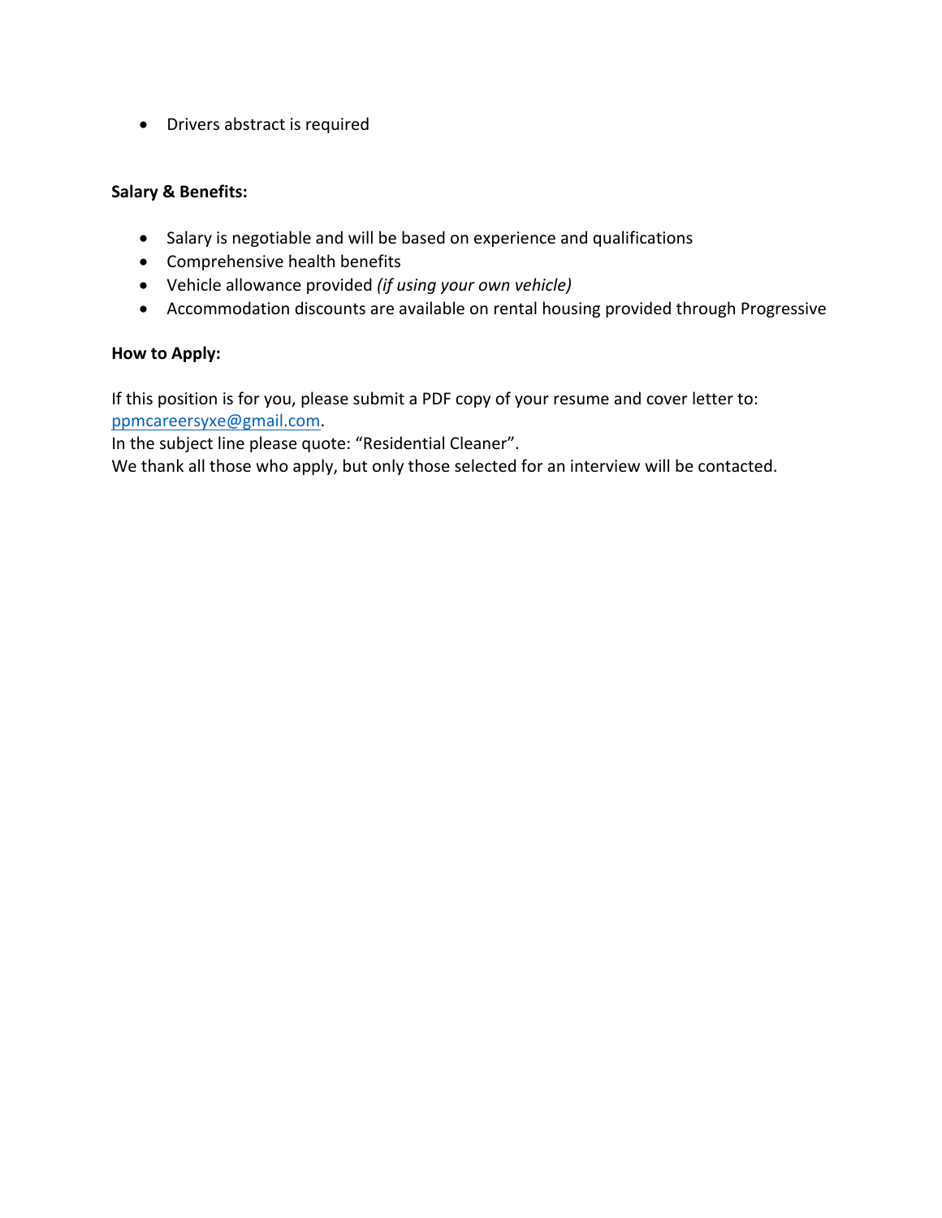- Drivers abstract is required

**Salary & Benefits:**

- Salary is negotiable and will be based on experience and qualifications
- Comprehensive health benefits
- Vehicle allowance provided *(if using your own vehicle)*
- Accommodation discounts are available on rental housing provided through Progressive

**How to Apply:**

If this position is for you, please submit a PDF copy of your resume and cover letter to: ppmcareersyxe@gmail.com.
In the subject line please quote: "Residential Cleaner".
We thank all those who apply, but only those selected for an interview will be contacted.